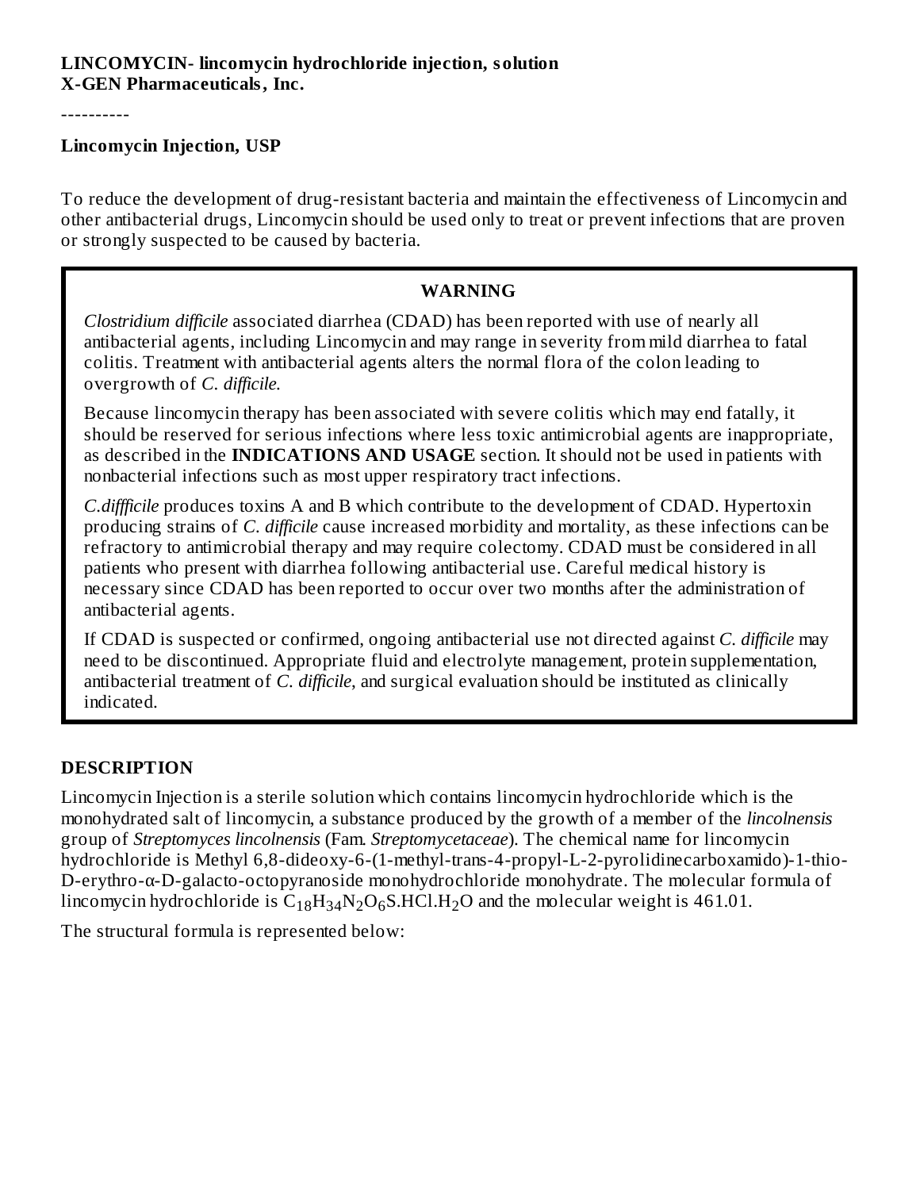**LINCOMYCIN- lincomycin hydrochloride injection, solution**
**X-GEN Pharmaceuticals, Inc.**

----------

**Lincomycin Injection, USP**

To reduce the development of drug-resistant bacteria and maintain the effectiveness of Lincomycin and other antibacterial drugs, Lincomycin should be used only to treat or prevent infections that are proven or strongly suspected to be caused by bacteria.

**WARNING**

*Clostridium difficile* associated diarrhea (CDAD) has been reported with use of nearly all antibacterial agents, including Lincomycin and may range in severity from mild diarrhea to fatal colitis. Treatment with antibacterial agents alters the normal flora of the colon leading to overgrowth of *C. difficile.*

Because lincomycin therapy has been associated with severe colitis which may end fatally, it should be reserved for serious infections where less toxic antimicrobial agents are inappropriate, as described in the **INDICATIONS AND USAGE** section. It should not be used in patients with nonbacterial infections such as most upper respiratory tract infections.

*C.diffficile* produces toxins A and B which contribute to the development of CDAD. Hypertoxin producing strains of *C. difficile* cause increased morbidity and mortality, as these infections can be refractory to antimicrobial therapy and may require colectomy. CDAD must be considered in all patients who present with diarrhea following antibacterial use. Careful medical history is necessary since CDAD has been reported to occur over two months after the administration of antibacterial agents.

If CDAD is suspected or confirmed, ongoing antibacterial use not directed against *C. difficile* may need to be discontinued. Appropriate fluid and electrolyte management, protein supplementation, antibacterial treatment of *C. difficile*, and surgical evaluation should be instituted as clinically indicated.

## DESCRIPTION

Lincomycin Injection is a sterile solution which contains lincomycin hydrochloride which is the monohydrated salt of lincomycin, a substance produced by the growth of a member of the *lincolnensis* group of *Streptomyces lincolnensis* (Fam. *Streptomycetaceae*). The chemical name for lincomycin hydrochloride is Methyl 6,8-dideoxy-6-(1-methyl-trans-4-propyl-L-2-pyrolidinecarboxamido)-1-thio-D-erythro-α-D-galacto-octopyranoside monohydrochloride monohydrate. The molecular formula of lincomycin hydrochloride is $C_{18}H_{34}N_2O_6S.HCl.H_2O$ and the molecular weight is 461.01.

The structural formula is represented below: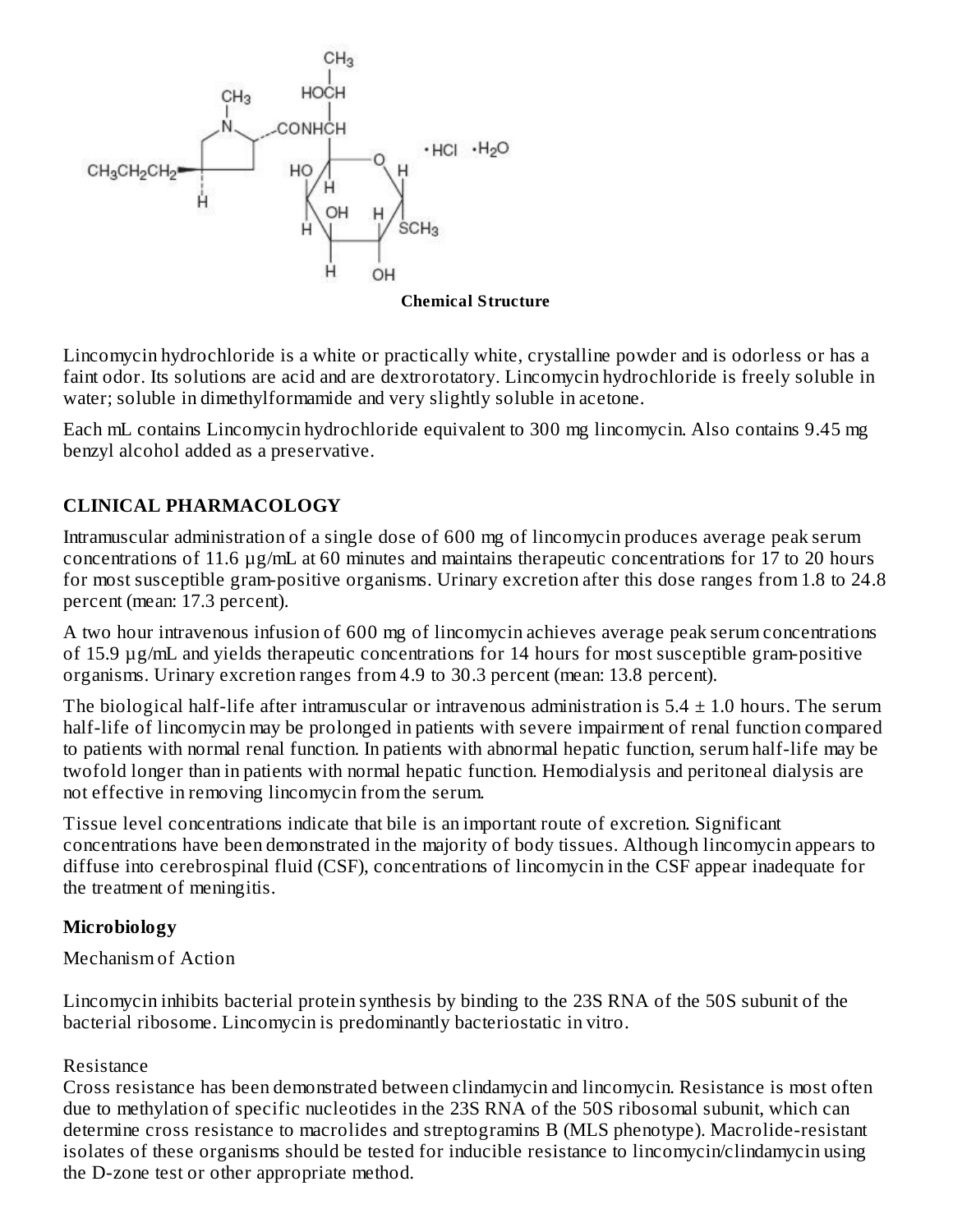**Chemical Structure**

Lincomycin hydrochloride is a white or practically white, crystalline powder and is odorless or has a faint odor. Its solutions are acid and are dextrorotatory. Lincomycin hydrochloride is freely soluble in water; soluble in dimethylformamide and very slightly soluble in acetone.

Each mL contains Lincomycin hydrochloride equivalent to 300 mg lincomycin. Also contains 9.45 mg benzyl alcohol added as a preservative.

## CLINICAL PHARMACOLOGY

Intramuscular administration of a single dose of 600 mg of lincomycin produces average peak serum concentrations of 11.6 µg/mL at 60 minutes and maintains therapeutic concentrations for 17 to 20 hours for most susceptible gram-positive organisms. Urinary excretion after this dose ranges from 1.8 to 24.8 percent (mean: 17.3 percent).

A two hour intravenous infusion of 600 mg of lincomycin achieves average peak serum concentrations of 15.9 µg/mL and yields therapeutic concentrations for 14 hours for most susceptible gram-positive organisms. Urinary excretion ranges from 4.9 to 30.3 percent (mean: 13.8 percent).

The biological half-life after intramuscular or intravenous administration is $5.4 \pm 1.0$ hours. The serum half-life of lincomycin may be prolonged in patients with severe impairment of renal function compared to patients with normal renal function. In patients with abnormal hepatic function, serum half-life may be twofold longer than in patients with normal hepatic function. Hemodialysis and peritoneal dialysis are not effective in removing lincomycin from the serum.

Tissue level concentrations indicate that bile is an important route of excretion. Significant concentrations have been demonstrated in the majority of body tissues. Although lincomycin appears to diffuse into cerebrospinal fluid (CSF), concentrations of lincomycin in the CSF appear inadequate for the treatment of meningitis.

### Microbiology

Mechanism of Action

Lincomycin inhibits bacterial protein synthesis by binding to the 23S RNA of the 50S subunit of the bacterial ribosome. Lincomycin is predominantly bacteriostatic in vitro.

Resistance

Cross resistance has been demonstrated between clindamycin and lincomycin. Resistance is most often due to methylation of specific nucleotides in the 23S RNA of the 50S ribosomal subunit, which can determine cross resistance to macrolides and streptogramins B (MLS phenotype). Macrolide-resistant isolates of these organisms should be tested for inducible resistance to lincomycin/clindamycin using the D-zone test or other appropriate method.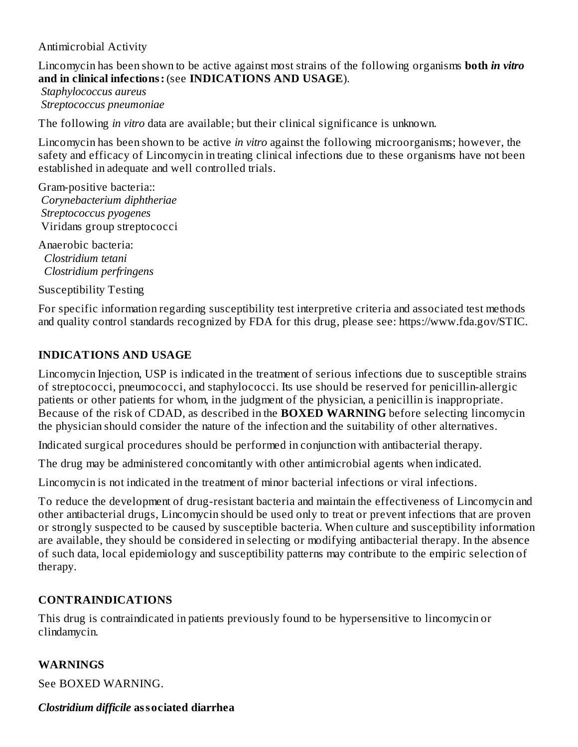Antimicrobial Activity

Lincomycin has been shown to be active against most strains of the following organisms **both *in vitro* and in clinical infections:** (see **INDICATIONS AND USAGE**).

*Staphylococcus aureus*
*Streptococcus pneumoniae*

The following *in vitro* data are available; but their clinical significance is unknown.

Lincomycin has been shown to be active *in vitro* against the following microorganisms; however, the safety and efficacy of Lincomycin in treating clinical infections due to these organisms have not been established in adequate and well controlled trials.

Gram-positive bacteria::
*Corynebacterium diphtheriae*
*Streptococcus pyogenes*
Viridans group streptococci

Anaerobic bacteria:
*Clostridium tetani*
*Clostridium perfringens*

Susceptibility Testing

For specific information regarding susceptibility test interpretive criteria and associated test methods and quality control standards recognized by FDA for this drug, please see: https://www.fda.gov/STIC.

## INDICATIONS AND USAGE

Lincomycin Injection, USP is indicated in the treatment of serious infections due to susceptible strains of streptococci, pneumococci, and staphylococci. Its use should be reserved for penicillin-allergic patients or other patients for whom, in the judgment of the physician, a penicillin is inappropriate. Because of the risk of CDAD, as described in the **BOXED WARNING** before selecting lincomycin the physician should consider the nature of the infection and the suitability of other alternatives.

Indicated surgical procedures should be performed in conjunction with antibacterial therapy.

The drug may be administered concomitantly with other antimicrobial agents when indicated.

Lincomycin is not indicated in the treatment of minor bacterial infections or viral infections.

To reduce the development of drug-resistant bacteria and maintain the effectiveness of Lincomycin and other antibacterial drugs, Lincomycin should be used only to treat or prevent infections that are proven or strongly suspected to be caused by susceptible bacteria. When culture and susceptibility information are available, they should be considered in selecting or modifying antibacterial therapy. In the absence of such data, local epidemiology and susceptibility patterns may contribute to the empiric selection of therapy.

## CONTRAINDICATIONS

This drug is contraindicated in patients previously found to be hypersensitive to lincomycin or clindamycin.

## WARNINGS

See BOXED WARNING.

### *Clostridium difficile* associated diarrhea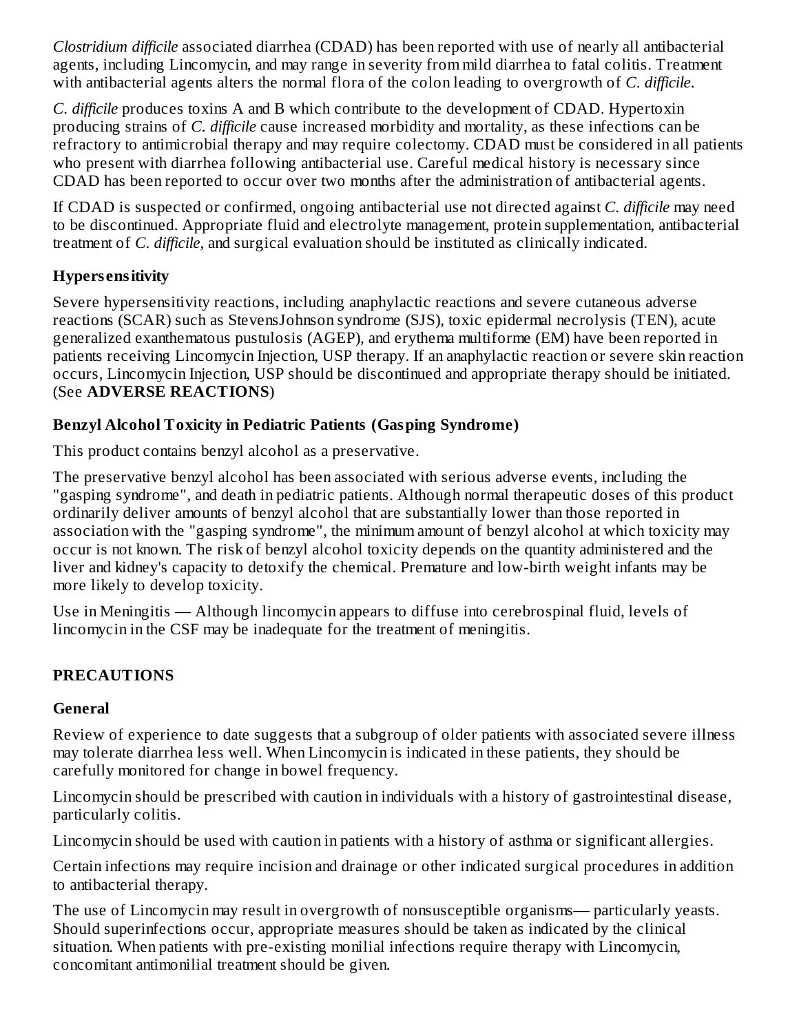*Clostridium difficile* associated diarrhea (CDAD) has been reported with use of nearly all antibacterial agents, including Lincomycin, and may range in severity from mild diarrhea to fatal colitis. Treatment with antibacterial agents alters the normal flora of the colon leading to overgrowth of *C. difficile*.

*C. difficile* produces toxins A and B which contribute to the development of CDAD. Hypertoxin producing strains of *C. difficile* cause increased morbidity and mortality, as these infections can be refractory to antimicrobial therapy and may require colectomy. CDAD must be considered in all patients who present with diarrhea following antibacterial use. Careful medical history is necessary since CDAD has been reported to occur over two months after the administration of antibacterial agents.

If CDAD is suspected or confirmed, ongoing antibacterial use not directed against *C. difficile* may need to be discontinued. Appropriate fluid and electrolyte management, protein supplementation, antibacterial treatment of *C. difficile*, and surgical evaluation should be instituted as clinically indicated.

**Hypersensitivity**

Severe hypersensitivity reactions, including anaphylactic reactions and severe cutaneous adverse reactions (SCAR) such as StevensJohnson syndrome (SJS), toxic epidermal necrolysis (TEN), acute generalized exanthematous pustulosis (AGEP), and erythema multiforme (EM) have been reported in patients receiving Lincomycin Injection, USP therapy. If an anaphylactic reaction or severe skin reaction occurs, Lincomycin Injection, USP should be discontinued and appropriate therapy should be initiated. (See **ADVERSE REACTIONS**)

**Benzyl Alcohol Toxicity in Pediatric Patients (Gasping Syndrome)**

This product contains benzyl alcohol as a preservative.

The preservative benzyl alcohol has been associated with serious adverse events, including the "gasping syndrome", and death in pediatric patients. Although normal therapeutic doses of this product ordinarily deliver amounts of benzyl alcohol that are substantially lower than those reported in association with the "gasping syndrome", the minimum amount of benzyl alcohol at which toxicity may occur is not known. The risk of benzyl alcohol toxicity depends on the quantity administered and the liver and kidney's capacity to detoxify the chemical. Premature and low-birth weight infants may be more likely to develop toxicity.

Use in Meningitis — Although lincomycin appears to diffuse into cerebrospinal fluid, levels of lincomycin in the CSF may be inadequate for the treatment of meningitis.

## PRECAUTIONS

**General**

Review of experience to date suggests that a subgroup of older patients with associated severe illness may tolerate diarrhea less well. When Lincomycin is indicated in these patients, they should be carefully monitored for change in bowel frequency.

Lincomycin should be prescribed with caution in individuals with a history of gastrointestinal disease, particularly colitis.

Lincomycin should be used with caution in patients with a history of asthma or significant allergies.

Certain infections may require incision and drainage or other indicated surgical procedures in addition to antibacterial therapy.

The use of Lincomycin may result in overgrowth of nonsusceptible organisms— particularly yeasts. Should superinfections occur, appropriate measures should be taken as indicated by the clinical situation. When patients with pre-existing monilial infections require therapy with Lincomycin, concomitant antimonilial treatment should be given.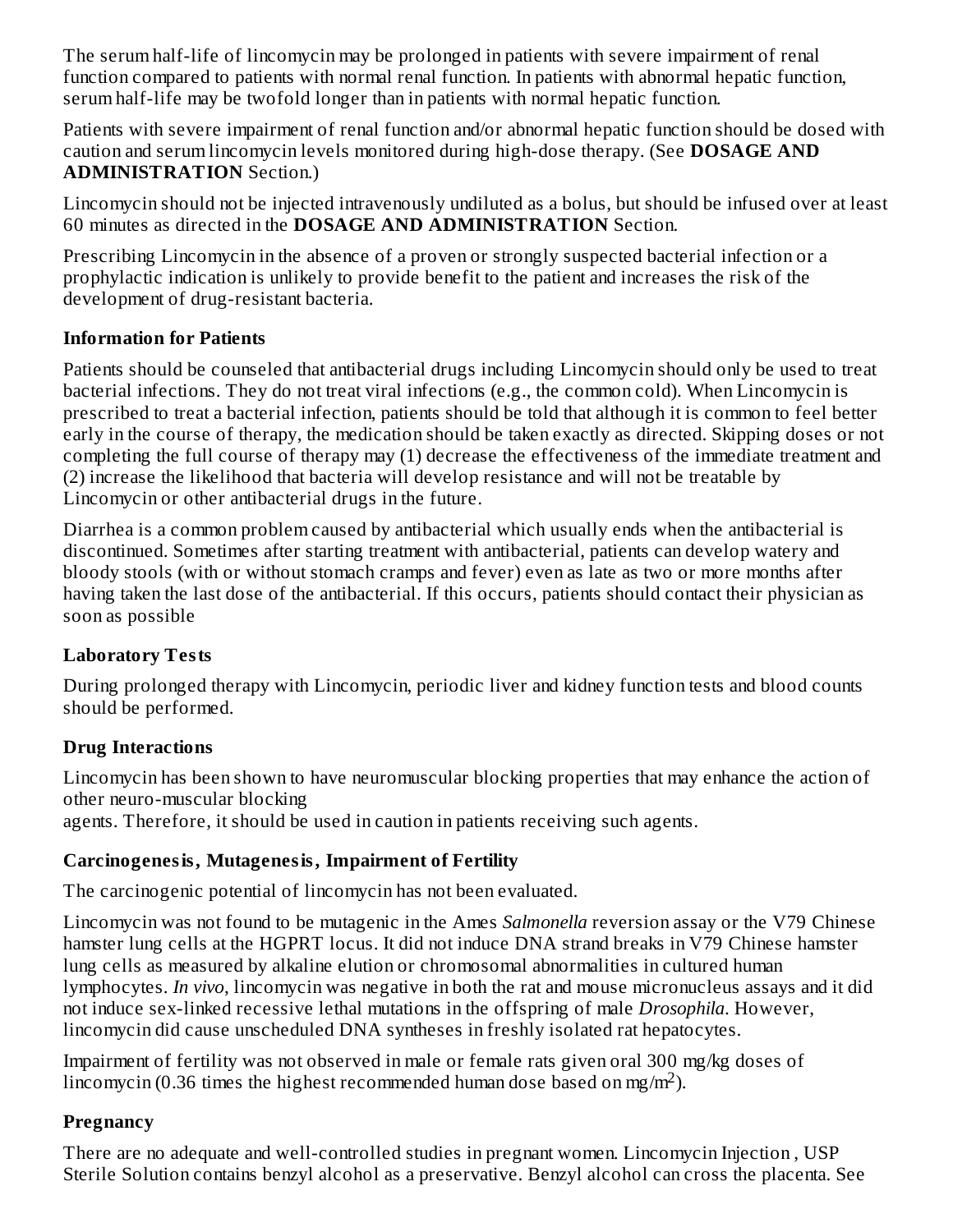The serum half-life of lincomycin may be prolonged in patients with severe impairment of renal function compared to patients with normal renal function. In patients with abnormal hepatic function, serum half-life may be twofold longer than in patients with normal hepatic function.

Patients with severe impairment of renal function and/or abnormal hepatic function should be dosed with caution and serum lincomycin levels monitored during high-dose therapy. (See **DOSAGE AND ADMINISTRATION** Section.)

Lincomycin should not be injected intravenously undiluted as a bolus, but should be infused over at least 60 minutes as directed in the **DOSAGE AND ADMINISTRATION** Section.

Prescribing Lincomycin in the absence of a proven or strongly suspected bacterial infection or a prophylactic indication is unlikely to provide benefit to the patient and increases the risk of the development of drug-resistant bacteria.

**Information for Patients**

Patients should be counseled that antibacterial drugs including Lincomycin should only be used to treat bacterial infections. They do not treat viral infections (e.g., the common cold). When Lincomycin is prescribed to treat a bacterial infection, patients should be told that although it is common to feel better early in the course of therapy, the medication should be taken exactly as directed. Skipping doses or not completing the full course of therapy may (1) decrease the effectiveness of the immediate treatment and (2) increase the likelihood that bacteria will develop resistance and will not be treatable by Lincomycin or other antibacterial drugs in the future.

Diarrhea is a common problem caused by antibacterial which usually ends when the antibacterial is discontinued. Sometimes after starting treatment with antibacterial, patients can develop watery and bloody stools (with or without stomach cramps and fever) even as late as two or more months after having taken the last dose of the antibacterial. If this occurs, patients should contact their physician as soon as possible

**Laboratory Tests**

During prolonged therapy with Lincomycin, periodic liver and kidney function tests and blood counts should be performed.

**Drug Interactions**

Lincomycin has been shown to have neuromuscular blocking properties that may enhance the action of other neuro-muscular blocking
agents. Therefore, it should be used in caution in patients receiving such agents.

**Carcinogenesis, Mutagenesis, Impairment of Fertility**

The carcinogenic potential of lincomycin has not been evaluated.

Lincomycin was not found to be mutagenic in the Ames *Salmonella* reversion assay or the V79 Chinese hamster lung cells at the HGPRT locus. It did not induce DNA strand breaks in V79 Chinese hamster lung cells as measured by alkaline elution or chromosomal abnormalities in cultured human lymphocytes. *In vivo*, lincomycin was negative in both the rat and mouse micronucleus assays and it did not induce sex-linked recessive lethal mutations in the offspring of male *Drosophila*. However, lincomycin did cause unscheduled DNA syntheses in freshly isolated rat hepatocytes.

Impairment of fertility was not observed in male or female rats given oral 300 mg/kg doses of lincomycin (0.36 times the highest recommended human dose based on $mg/m^2$).

**Pregnancy**

There are no adequate and well-controlled studies in pregnant women. Lincomycin Injection , USP Sterile Solution contains benzyl alcohol as a preservative. Benzyl alcohol can cross the placenta. See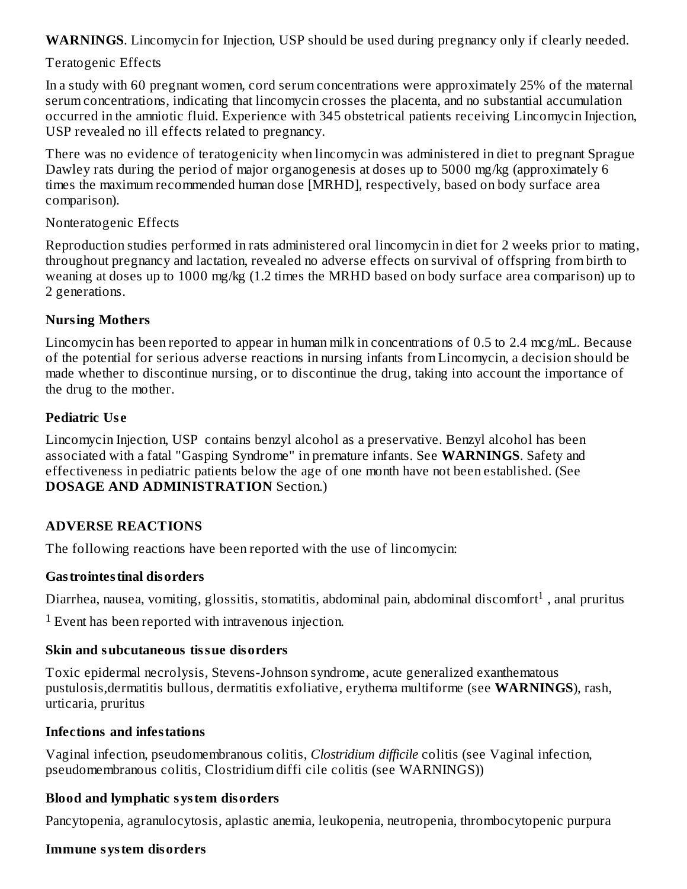**WARNINGS**. Lincomycin for Injection, USP should be used during pregnancy only if clearly needed.

Teratogenic Effects

In a study with 60 pregnant women, cord serum concentrations were approximately 25% of the maternal serum concentrations, indicating that lincomycin crosses the placenta, and no substantial accumulation occurred in the amniotic fluid. Experience with 345 obstetrical patients receiving Lincomycin Injection, USP revealed no ill effects related to pregnancy.

There was no evidence of teratogenicity when lincomycin was administered in diet to pregnant Sprague Dawley rats during the period of major organogenesis at doses up to 5000 mg/kg (approximately 6 times the maximum recommended human dose [MRHD], respectively, based on body surface area comparison).

Nonteratogenic Effects

Reproduction studies performed in rats administered oral lincomycin in diet for 2 weeks prior to mating, throughout pregnancy and lactation, revealed no adverse effects on survival of offspring from birth to weaning at doses up to 1000 mg/kg (1.2 times the MRHD based on body surface area comparison) up to 2 generations.

**Nursing Mothers**

Lincomycin has been reported to appear in human milk in concentrations of 0.5 to 2.4 mcg/mL. Because of the potential for serious adverse reactions in nursing infants from Lincomycin, a decision should be made whether to discontinue nursing, or to discontinue the drug, taking into account the importance of the drug to the mother.

**Pediatric Use**

Lincomycin Injection, USP contains benzyl alcohol as a preservative. Benzyl alcohol has been associated with a fatal "Gasping Syndrome" in premature infants. See **WARNINGS**. Safety and effectiveness in pediatric patients below the age of one month have not been established. (See **DOSAGE AND ADMINISTRATION** Section.)

## ADVERSE REACTIONS

The following reactions have been reported with the use of lincomycin:

**Gastrointestinal disorders**

Diarrhea, nausea, vomiting, glossitis, stomatitis, abdominal pain, abdominal discomfort[1] , anal pruritus

[1] Event has been reported with intravenous injection.

**Skin and subcutaneous tissue disorders**

Toxic epidermal necrolysis, Stevens-Johnson syndrome, acute generalized exanthematous pustulosis,dermatitis bullous, dermatitis exfoliative, erythema multiforme (see **WARNINGS**), rash, urticaria, pruritus

**Infections and infestations**

Vaginal infection, pseudomembranous colitis, *Clostridium difficile* colitis (see Vaginal infection, pseudomembranous colitis, Clostridium diffi cile colitis (see WARNINGS))

**Blood and lymphatic system disorders**

Pancytopenia, agranulocytosis, aplastic anemia, leukopenia, neutropenia, thrombocytopenic purpura

**Immune system disorders**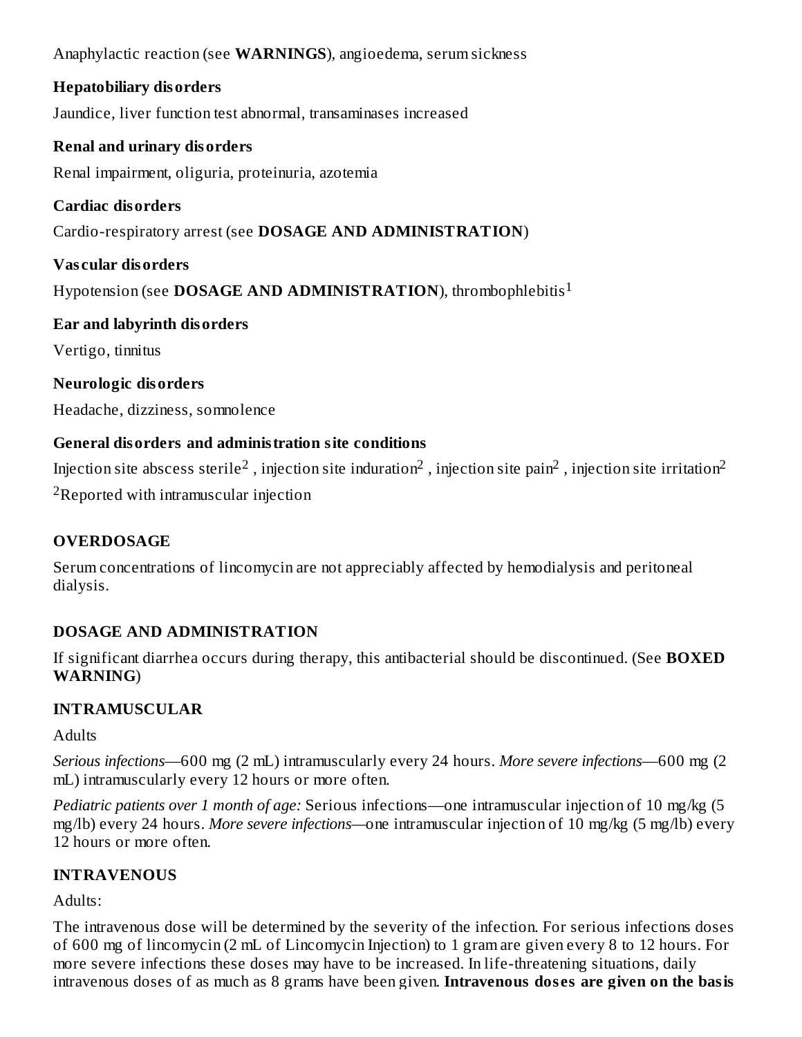Anaphylactic reaction (see **WARNINGS**), angioedema, serum sickness

**Hepatobiliary disorders**

Jaundice, liver function test abnormal, transaminases increased

**Renal and urinary disorders**

Renal impairment, oliguria, proteinuria, azotemia

**Cardiac disorders**

Cardio-respiratory arrest (see **DOSAGE AND ADMINISTRATION**)

**Vascular disorders**

Hypotension (see **DOSAGE AND ADMINISTRATION**), thrombophlebitis[1]

**Ear and labyrinth disorders**

Vertigo, tinnitus

**Neurologic disorders**

Headache, dizziness, somnolence

**General disorders and administration site conditions**

Injection site abscess sterile[2] , injection site induration[2] , injection site pain[2] , injection site irritation[2]

[2]Reported with intramuscular injection

## OVERDOSAGE

Serum concentrations of lincomycin are not appreciably affected by hemodialysis and peritoneal dialysis.

## DOSAGE AND ADMINISTRATION

If significant diarrhea occurs during therapy, this antibacterial should be discontinued. (See **BOXED WARNING**)

### INTRAMUSCULAR

Adults

*Serious infections*—600 mg (2 mL) intramuscularly every 24 hours. *More severe infections*—600 mg (2 mL) intramuscularly every 12 hours or more often.

*Pediatric patients over 1 month of age:* Serious infections—one intramuscular injection of 10 mg/kg (5 mg/lb) every 24 hours. *More severe infections*—one intramuscular injection of 10 mg/kg (5 mg/lb) every 12 hours or more often.

### INTRAVENOUS

Adults:

The intravenous dose will be determined by the severity of the infection. For serious infections doses of 600 mg of lincomycin (2 mL of Lincomycin Injection) to 1 gram are given every 8 to 12 hours. For more severe infections these doses may have to be increased. In life-threatening situations, daily intravenous doses of as much as 8 grams have been given. **Intravenous doses are given on the basis**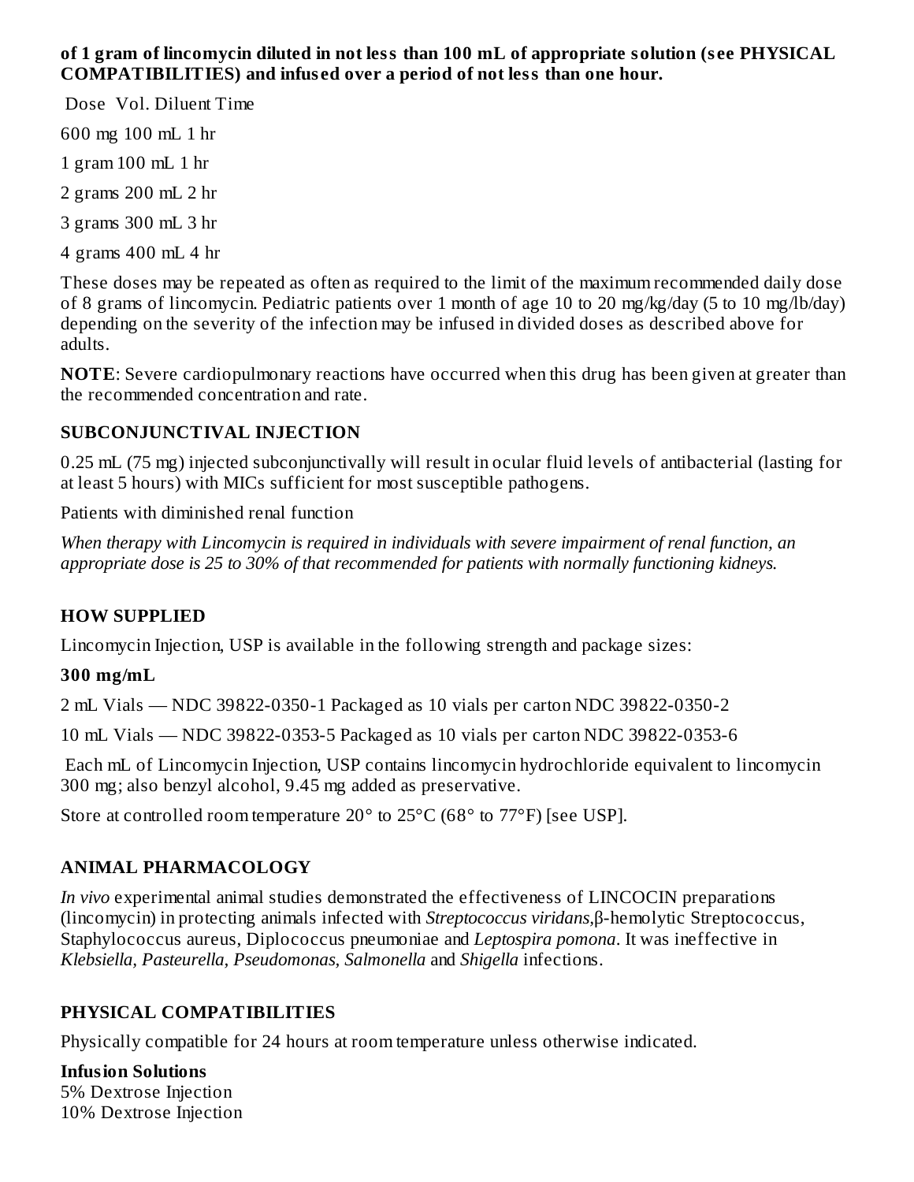**of 1 gram of lincomycin diluted in not less than 100 mL of appropriate solution (see PHYSICAL COMPATIBILITIES) and infused over a period of not less than one hour.**

| Dose | Vol. Diluent | Time |
| --- | --- | --- |
| 600 mg | 100 mL | 1 hr |
| 1 gram | 100 mL | 1 hr |
| 2 grams | 200 mL | 2 hr |
| 3 grams | 300 mL | 3 hr |
| 4 grams | 400 mL | 4 hr |

These doses may be repeated as often as required to the limit of the maximum recommended daily dose of 8 grams of lincomycin. Pediatric patients over 1 month of age 10 to 20 mg/kg/day (5 to 10 mg/lb/day) depending on the severity of the infection may be infused in divided doses as described above for adults.

**NOTE**: Severe cardiopulmonary reactions have occurred when this drug has been given at greater than the recommended concentration and rate.

### SUBCONJUNCTIVAL INJECTION

0.25 mL (75 mg) injected subconjunctivally will result in ocular fluid levels of antibacterial (lasting for at least 5 hours) with MICs sufficient for most susceptible pathogens.

Patients with diminished renal function

*When therapy with Lincomycin is required in individuals with severe impairment of renal function, an appropriate dose is 25 to 30% of that recommended for patients with normally functioning kidneys.*

## HOW SUPPLIED

Lincomycin Injection, USP is available in the following strength and package sizes:

**300 mg/mL**

2 mL Vials — NDC 39822-0350-1 Packaged as 10 vials per carton NDC 39822-0350-2

10 mL Vials — NDC 39822-0353-5 Packaged as 10 vials per carton NDC 39822-0353-6

Each mL of Lincomycin Injection, USP contains lincomycin hydrochloride equivalent to lincomycin 300 mg; also benzyl alcohol, 9.45 mg added as preservative.

Store at controlled room temperature 20° to 25°C (68° to 77°F) [see USP].

## ANIMAL PHARMACOLOGY

*In vivo* experimental animal studies demonstrated the effectiveness of LINCOCIN preparations (lincomycin) in protecting animals infected with *Streptococcus viridans*,β-hemolytic Streptococcus, Staphylococcus aureus, Diplococcus pneumoniae and *Leptospira pomona*. It was ineffective in *Klebsiella, Pasteurella, Pseudomonas, Salmonella* and *Shigella* infections.

## PHYSICAL COMPATIBILITIES

Physically compatible for 24 hours at room temperature unless otherwise indicated.

**Infusion Solutions**
5% Dextrose Injection
10% Dextrose Injection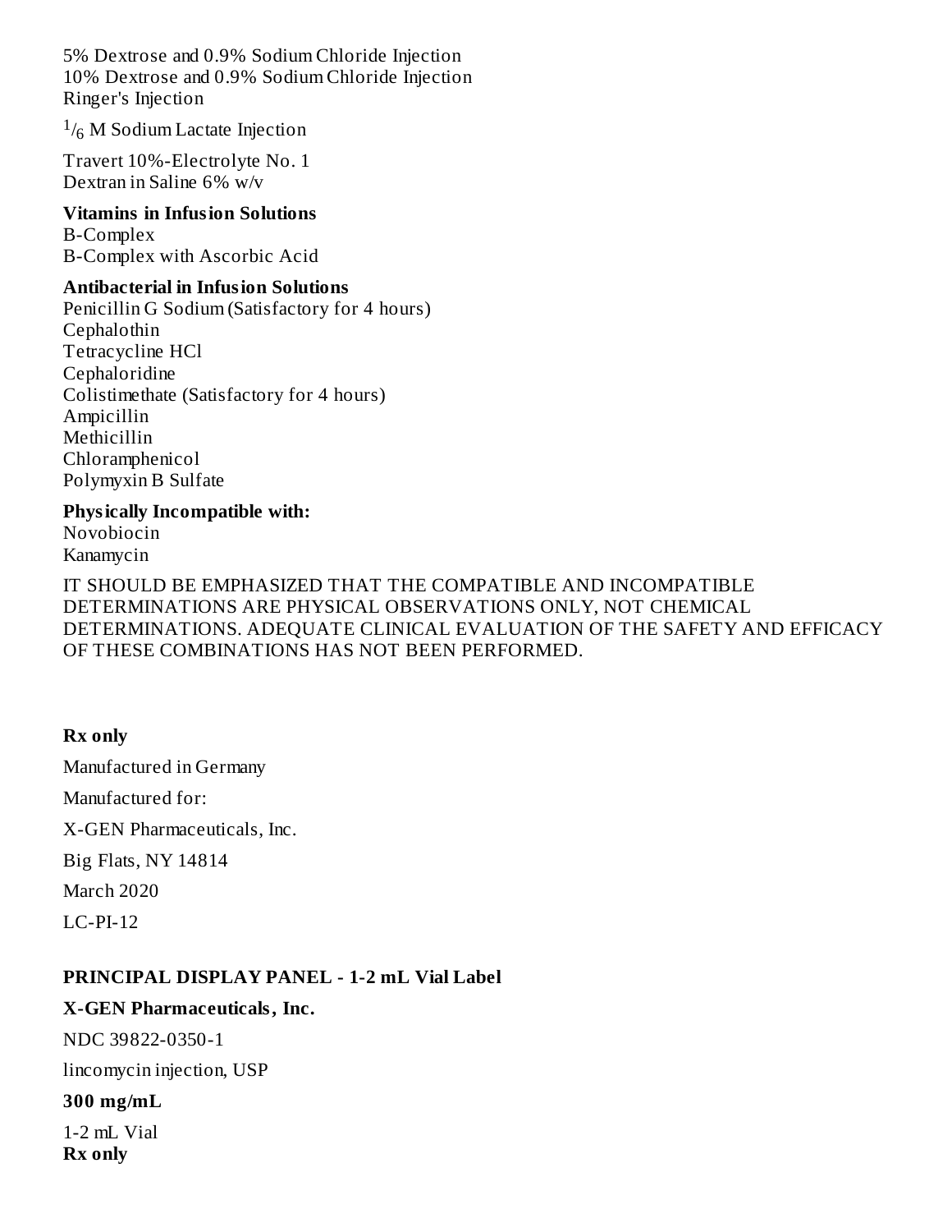5% Dextrose and 0.9% Sodium Chloride Injection
10% Dextrose and 0.9% Sodium Chloride Injection
Ringer's Injection

$^{1}/_{6}$ M Sodium Lactate Injection

Travert 10%-Electrolyte No. 1
Dextran in Saline 6% w/v

**Vitamins in Infusion Solutions**
B-Complex
B-Complex with Ascorbic Acid

**Antibacterial in Infusion Solutions**
Penicillin G Sodium (Satisfactory for 4 hours)
Cephalothin
Tetracycline HCl
Cephaloridine
Colistimethate (Satisfactory for 4 hours)
Ampicillin
Methicillin
Chloramphenicol
Polymyxin B Sulfate

**Physically Incompatible with:**
Novobiocin
Kanamycin

IT SHOULD BE EMPHASIZED THAT THE COMPATIBLE AND INCOMPATIBLE DETERMINATIONS ARE PHYSICAL OBSERVATIONS ONLY, NOT CHEMICAL DETERMINATIONS. ADEQUATE CLINICAL EVALUATION OF THE SAFETY AND EFFICACY OF THESE COMBINATIONS HAS NOT BEEN PERFORMED.

**Rx only**

Manufactured in Germany

Manufactured for:

X-GEN Pharmaceuticals, Inc.

Big Flats, NY 14814

March 2020

LC-PI-12

**PRINCIPAL DISPLAY PANEL - 1-2 mL Vial Label**

**X-GEN Pharmaceuticals, Inc.**

NDC 39822-0350-1

lincomycin injection, USP

**300 mg/mL**

1-2 mL Vial
**Rx only**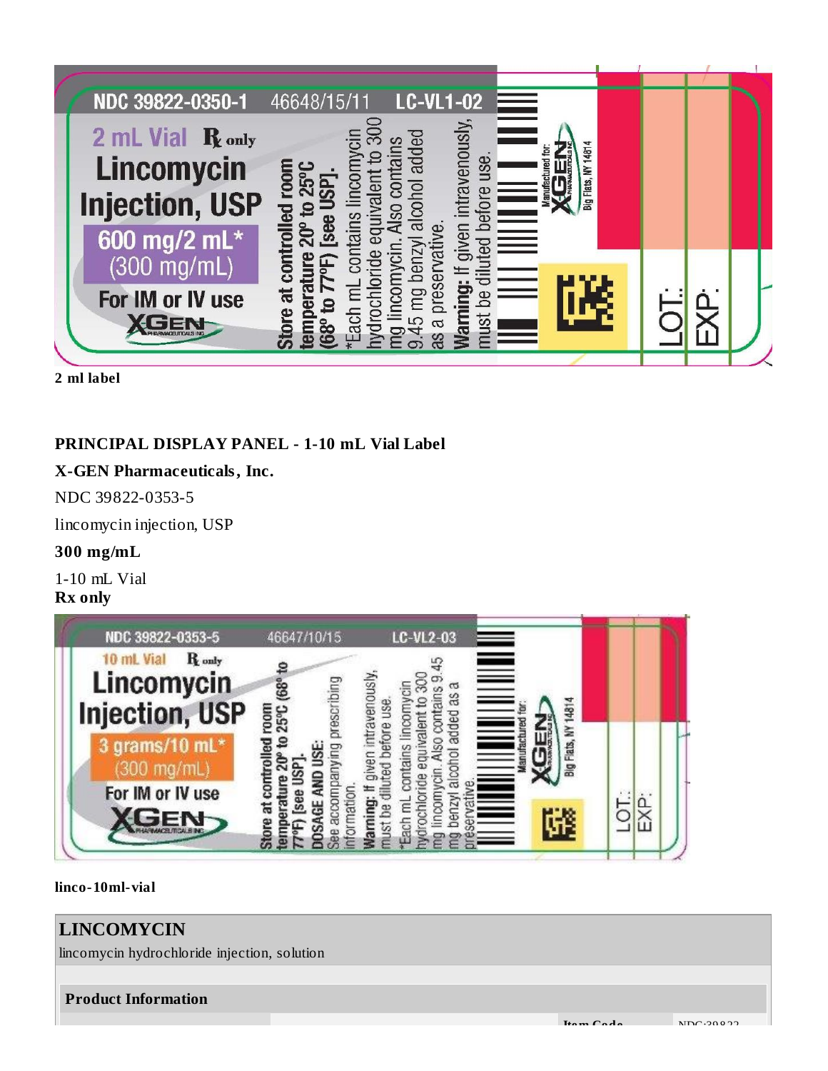**NDC 39822-0350-1** 46648/15/11 **LC-VL1-02**

2 mL Vial **℞ only**

**Lincomycin Injection, USP**

**600 mg/2 mL***
(300 mg/mL)

**For IM or IV use**

XGEN PHARMACEUTICALS INC

**Store at controlled room temperature 20º to 25ºC (68º to 77ºF) [see USP].**

*Each mL contains lincomycin hydrochloride equivalent to 300 mg lincomycin. Also contains 9.45 mg benzyl alcohol added as a preservative.

**Warning:** If given intravenously, must be diluted before use.

Manufactured for: XGEN PHARMACEUTICALS INC Big Flats, NY 14814

LOT:
EXP:

**2 ml label**

## PRINCIPAL DISPLAY PANEL - 1-10 mL Vial Label

**X-GEN Pharmaceuticals, Inc.**

NDC 39822-0353-5

lincomycin injection, USP

**300 mg/mL**

1-10 mL Vial
**Rx only**

NDC 39822-0353-5 46647/10/15 LC-VL2-03

10 mL Vial **℞ only**

**Lincomycin Injection, USP**

**3 grams/10 mL***
(300 mg/mL)

**For IM or IV use**

XGEN PHARMACEUTICALS INC

**Store at controlled room temperature 20º to 25ºC (68º to 77ºF) [see USP].**

**DOSAGE AND USE:** See accompanying prescribing information.

**Warning:** If given intravenously, must be diluted before use.

*Each mL contains lincomycin hydrochloride equivalent to 300 mg lincomycin. Also contains 9.45 mg benzyl alcohol added as a preservative.

Manufactured for: XGEN PHARMACEUTICALS INC Big Flats, NY 14814

LOT:
EXP:

**linco-10ml-vial**

| **LINCOMYCIN** |
|---|
| lincomycin hydrochloride injection, solution |

| **Product Information** | | | |
|---|---|---|---|
| | | Item Code | NDC:39822 |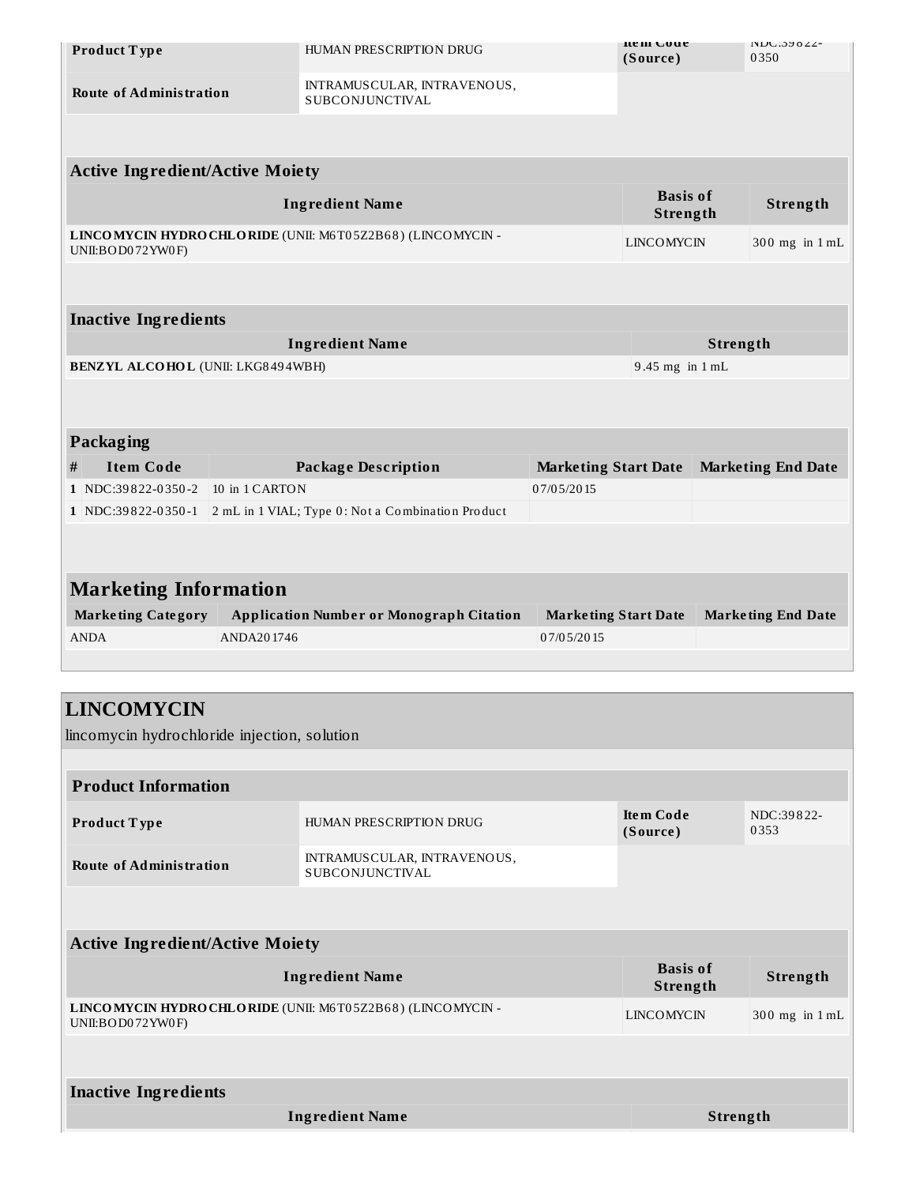| Product Type | HUMAN PRESCRIPTION DRUG | Item Code (Source) | NDC:39822-0350 |
| --- | --- | --- | --- |
| Route of Administration | INTRAMUSCULAR, INTRAVENOUS, SUBCONJUNCTIVAL | | |

| Active Ingredient/Active Moiety | | |
| --- | --- | --- |
| Ingredient Name | Basis of Strength | Strength |
| **LINCOMYCIN HYDROCHLORIDE** (UNII: M6T05Z2B68) (LINCOMYCIN - UNII:BOD072YW0F) | LINCOMYCIN | 300 mg in 1 mL |

| Inactive Ingredients | |
| --- | --- |
| Ingredient Name | Strength |
| **BENZYL ALCOHOL** (UNII: LKG8494WBH) | 9.45 mg in 1 mL |

| Packaging | | | | |
| --- | --- | --- | --- | --- |
| # | Item Code | Package Description | Marketing Start Date | Marketing End Date |
| 1 | NDC:39822-0350-2 | 10 in 1 CARTON | 07/05/2015 | |
| 1 | NDC:39822-0350-1 | 2 mL in 1 VIAL; Type 0: Not a Combination Product | | |

| Marketing Information | | | |
| --- | --- | --- | --- |
| Marketing Category | Application Number or Monograph Citation | Marketing Start Date | Marketing End Date |
| ANDA | ANDA201746 | 07/05/2015 | |

## LINCOMYCIN

lincomycin hydrochloride injection, solution

| Product Information | | | |
| --- | --- | --- | --- |
| Product Type | HUMAN PRESCRIPTION DRUG | Item Code (Source) | NDC:39822-0353 |
| Route of Administration | INTRAMUSCULAR, INTRAVENOUS, SUBCONJUNCTIVAL | | |

| Active Ingredient/Active Moiety | | |
| --- | --- | --- |
| Ingredient Name | Basis of Strength | Strength |
| **LINCOMYCIN HYDROCHLORIDE** (UNII: M6T05Z2B68) (LINCOMYCIN - UNII:BOD072YW0F) | LINCOMYCIN | 300 mg in 1 mL |

| Inactive Ingredients | |
| --- | --- |
| Ingredient Name | Strength |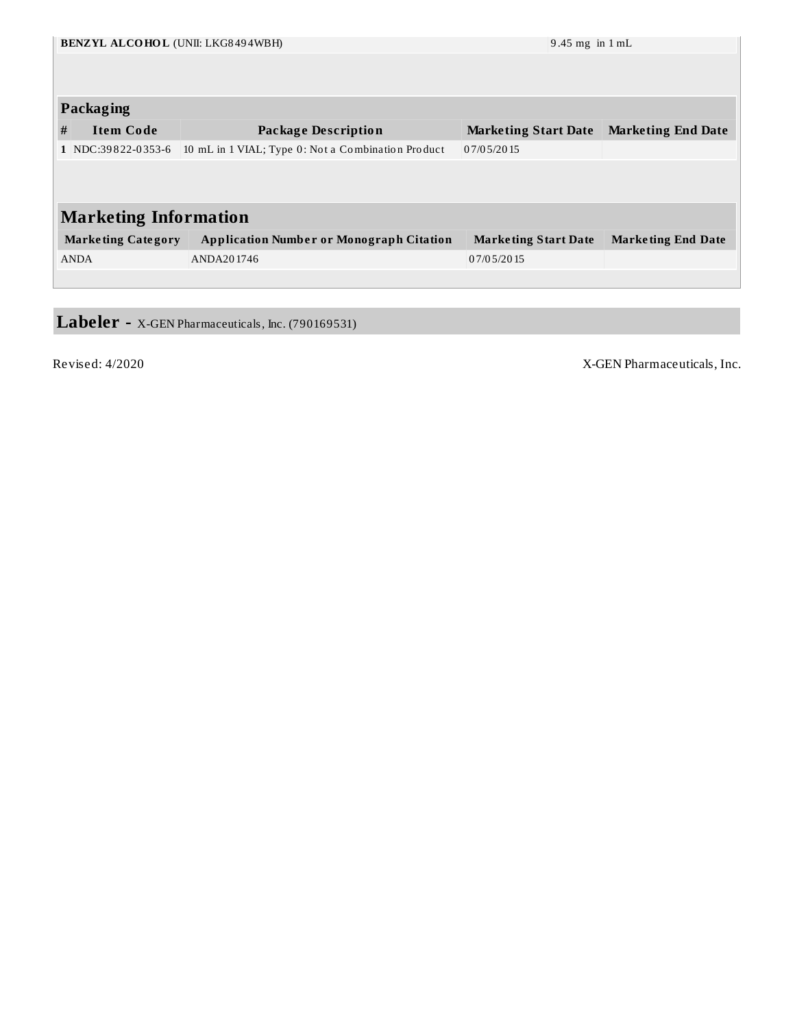| | |
|---|---|
| **BENZYL ALCOHOL** (UNII: LKG8494WBH) | 9.45 mg in 1 mL |

### Packaging

| # | Item Code | Package Description | Marketing Start Date | Marketing End Date |
|---|---|---|---|---|
| 1 | NDC:39822-0353-6 | 10 mL in 1 VIAL; Type 0: Not a Combination Product | 07/05/2015 | |

### Marketing Information

| Marketing Category | Application Number or Monograph Citation | Marketing Start Date | Marketing End Date |
|---|---|---|---|
| ANDA | ANDA201746 | 07/05/2015 | |

## Labeler - X-GEN Pharmaceuticals, Inc. (790169531)

Revised: 4/2020

X-GEN Pharmaceuticals, Inc.